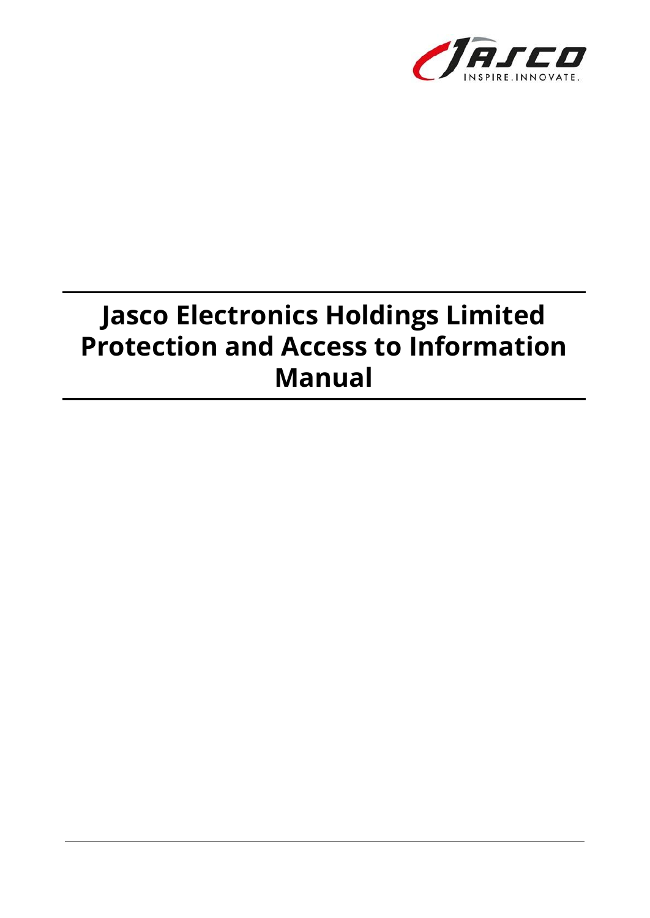# Jasco Electronics Holdings Limited Protection and Access to Information Manual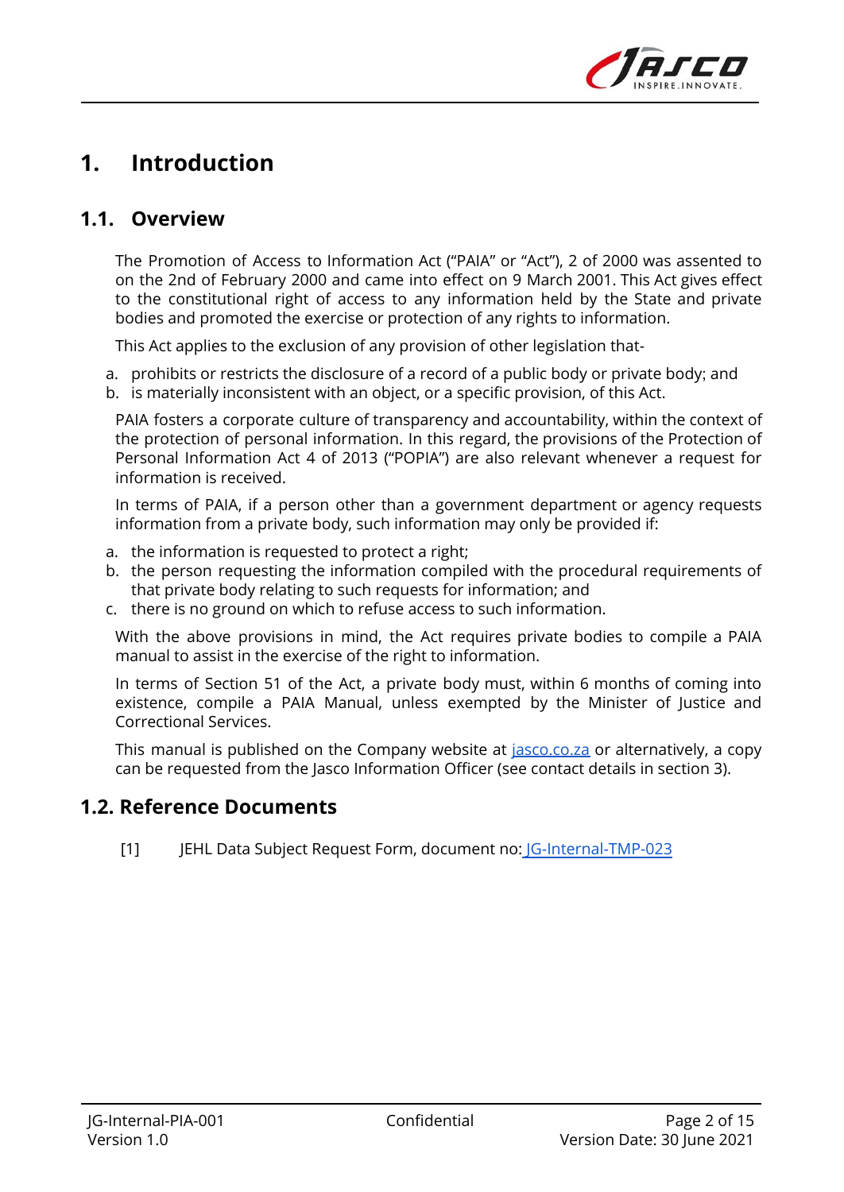# 1. Introduction

## 1.1. Overview

The Promotion of Access to Information Act ("PAIA" or "Act"), 2 of 2000 was assented to on the 2nd of February 2000 and came into effect on 9 March 2001. This Act gives effect to the constitutional right of access to any information held by the State and private bodies and promoted the exercise or protection of any rights to information.

This Act applies to the exclusion of any provision of other legislation that-

a. prohibits or restricts the disclosure of a record of a public body or private body; and
b. is materially inconsistent with an object, or a specific provision, of this Act.

PAIA fosters a corporate culture of transparency and accountability, within the context of the protection of personal information. In this regard, the provisions of the Protection of Personal Information Act 4 of 2013 ("POPIA") are also relevant whenever a request for information is received.

In terms of PAIA, if a person other than a government department or agency requests information from a private body, such information may only be provided if:

a. the information is requested to protect a right;
b. the person requesting the information compiled with the procedural requirements of that private body relating to such requests for information; and
c. there is no ground on which to refuse access to such information.

With the above provisions in mind, the Act requires private bodies to compile a PAIA manual to assist in the exercise of the right to information.

In terms of Section 51 of the Act, a private body must, within 6 months of coming into existence, compile a PAIA Manual, unless exempted by the Minister of Justice and Correctional Services.

This manual is published on the Company website at jasco.co.za or alternatively, a copy can be requested from the Jasco Information Officer (see contact details in section 3).

## 1.2. Reference Documents

[1] JEHL Data Subject Request Form, document no: JG-Internal-TMP-023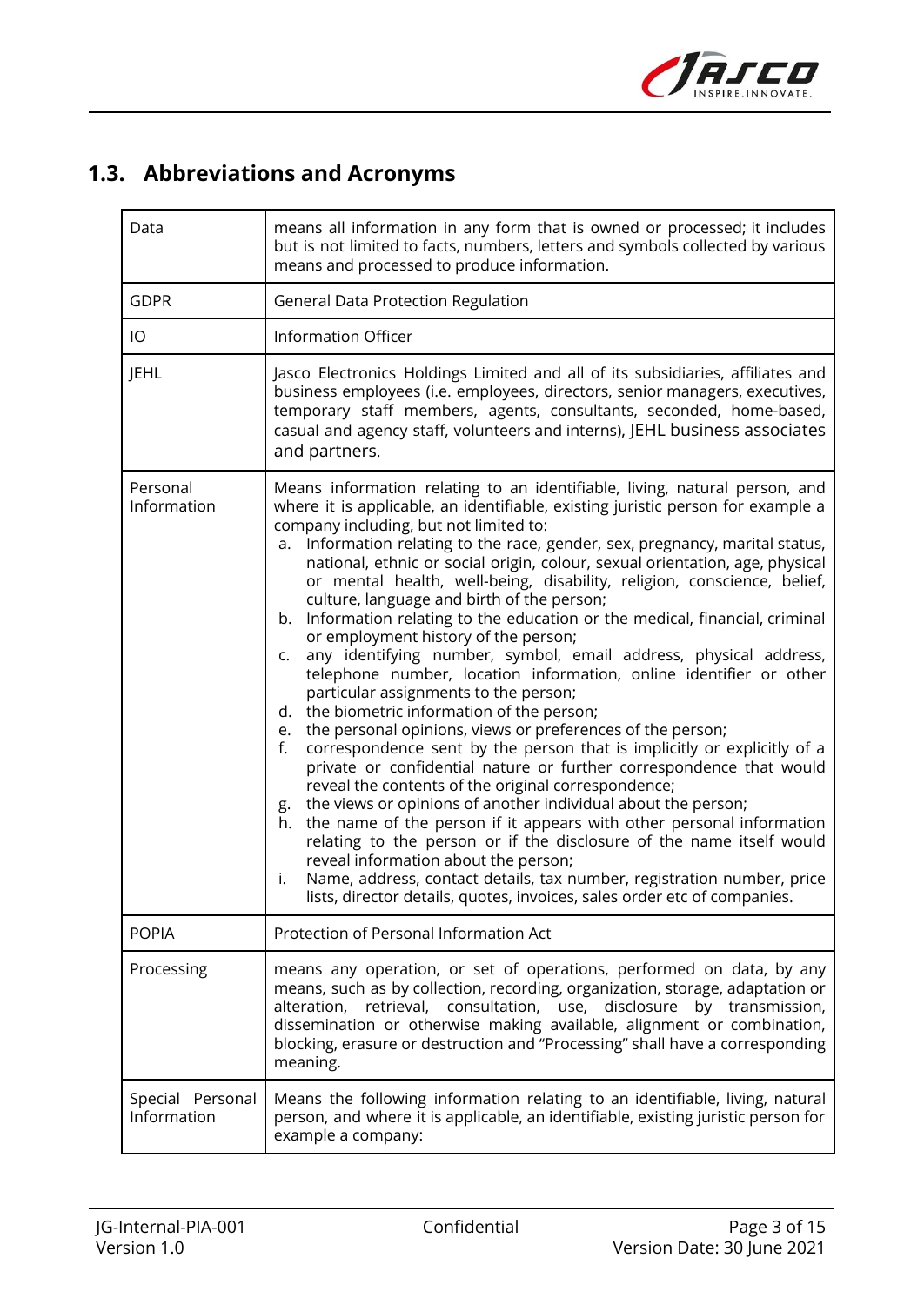## 1.3. Abbreviations and Acronyms

| | |
|---|---|
| Data | means all information in any form that is owned or processed; it includes but is not limited to facts, numbers, letters and symbols collected by various means and processed to produce information. |
| GDPR | General Data Protection Regulation |
| IO | Information Officer |
| JEHL | Jasco Electronics Holdings Limited and all of its subsidiaries, affiliates and business employees (i.e. employees, directors, senior managers, executives, temporary staff members, agents, consultants, seconded, home-based, casual and agency staff, volunteers and interns), JEHL business associates and partners. |
| Personal Information | Means information relating to an identifiable, living, natural person, and where it is applicable, an identifiable, existing juristic person for example a company including, but not limited to:<br>a. Information relating to the race, gender, sex, pregnancy, marital status, national, ethnic or social origin, colour, sexual orientation, age, physical or mental health, well-being, disability, religion, conscience, belief, culture, language and birth of the person;<br>b. Information relating to the education or the medical, financial, criminal or employment history of the person;<br>c. any identifying number, symbol, email address, physical address, telephone number, location information, online identifier or other particular assignments to the person;<br>d. the biometric information of the person;<br>e. the personal opinions, views or preferences of the person;<br>f. correspondence sent by the person that is implicitly or explicitly of a private or confidential nature or further correspondence that would reveal the contents of the original correspondence;<br>g. the views or opinions of another individual about the person;<br>h. the name of the person if it appears with other personal information relating to the person or if the disclosure of the name itself would reveal information about the person;<br>i. Name, address, contact details, tax number, registration number, price lists, director details, quotes, invoices, sales order etc of companies. |
| POPIA | Protection of Personal Information Act |
| Processing | means any operation, or set of operations, performed on data, by any means, such as by collection, recording, organization, storage, adaptation or alteration, retrieval, consultation, use, disclosure by transmission, dissemination or otherwise making available, alignment or combination, blocking, erasure or destruction and "Processing" shall have a corresponding meaning. |
| Special Personal Information | Means the following information relating to an identifiable, living, natural person, and where it is applicable, an identifiable, existing juristic person for example a company: |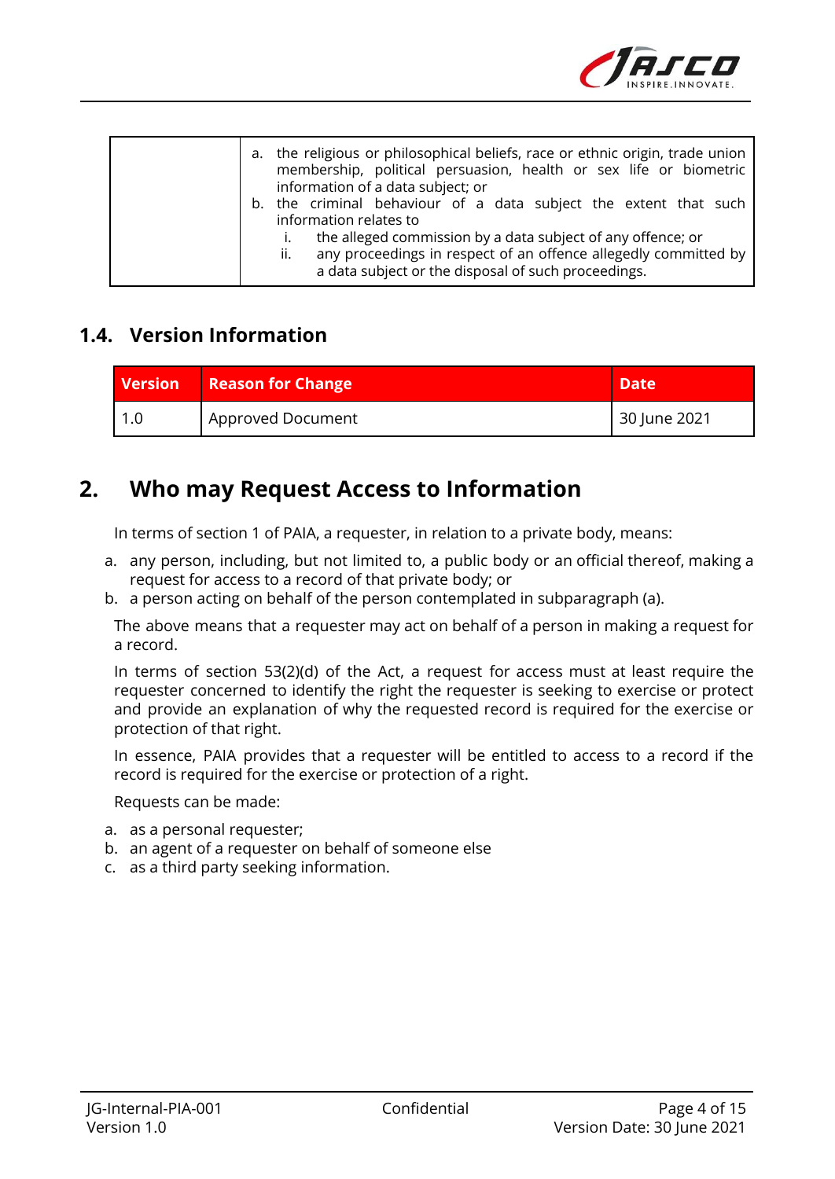| | a. the religious or philosophical beliefs, race or ethnic origin, trade union membership, political persuasion, health or sex life or biometric information of a data subject; or<br>b. the criminal behaviour of a data subject the extent that such information relates to<br>i. the alleged commission by a data subject of any offence; or<br>ii. any proceedings in respect of an offence allegedly committed by a data subject or the disposal of such proceedings. |
|---|---|

## 1.4. Version Information

| Version | Reason for Change | Date |
|---|---|---|
| 1.0 | Approved Document | 30 June 2021 |

# 2. Who may Request Access to Information

In terms of section 1 of PAIA, a requester, in relation to a private body, means:

a. any person, including, but not limited to, a public body or an official thereof, making a request for access to a record of that private body; or
b. a person acting on behalf of the person contemplated in subparagraph (a).

The above means that a requester may act on behalf of a person in making a request for a record.

In terms of section 53(2)(d) of the Act, a request for access must at least require the requester concerned to identify the right the requester is seeking to exercise or protect and provide an explanation of why the requested record is required for the exercise or protection of that right.

In essence, PAIA provides that a requester will be entitled to access to a record if the record is required for the exercise or protection of a right.

Requests can be made:

a. as a personal requester;
b. an agent of a requester on behalf of someone else
c. as a third party seeking information.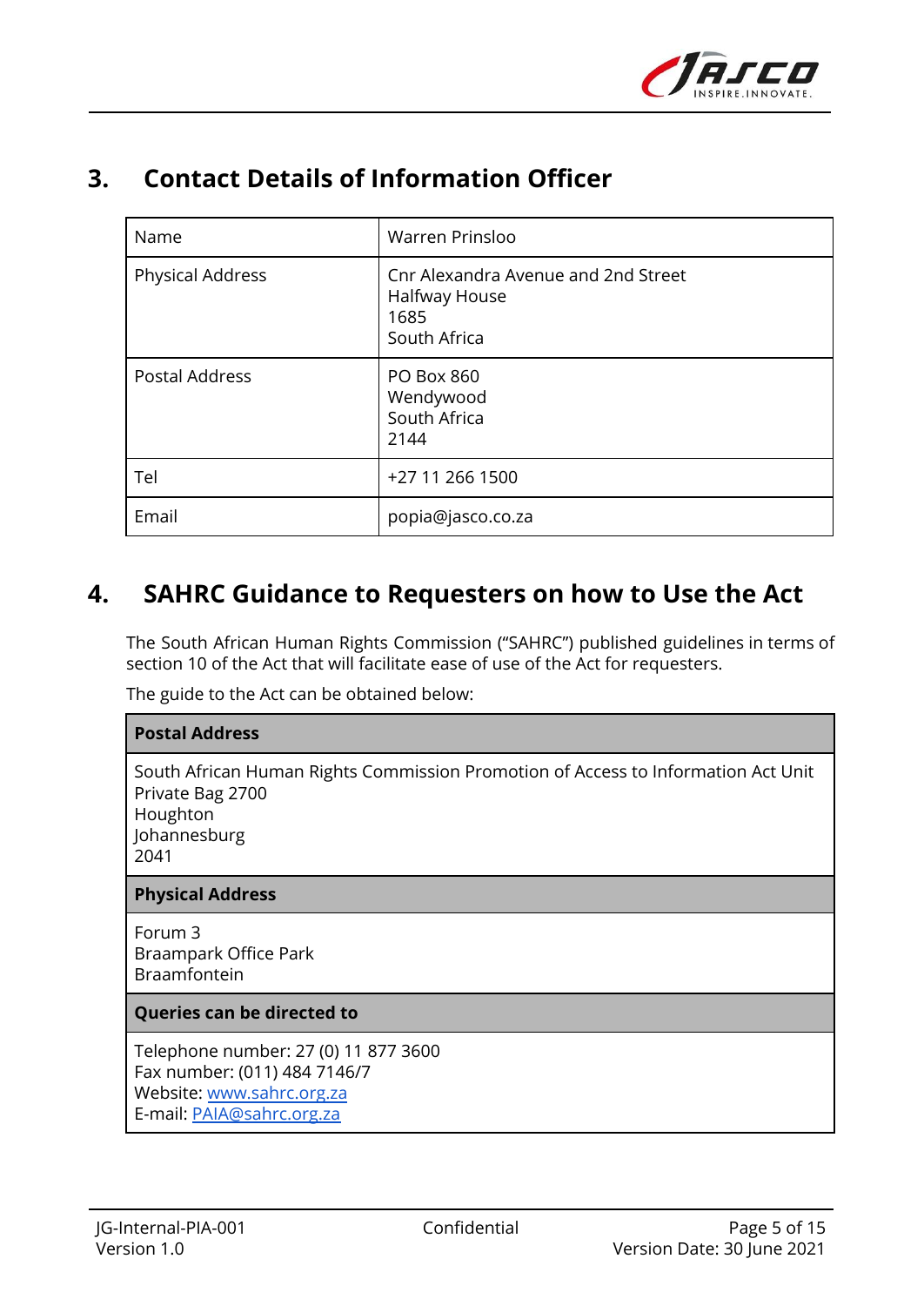## 3. Contact Details of Information Officer

| Name | Warren Prinsloo |
|---|---|
| Physical Address | Cnr Alexandra Avenue and 2nd Street<br>Halfway House<br>1685<br>South Africa |
| Postal Address | PO Box 860<br>Wendywood<br>South Africa<br>2144 |
| Tel | +27 11 266 1500 |
| Email | popia@jasco.co.za |

## 4. SAHRC Guidance to Requesters on how to Use the Act

The South African Human Rights Commission ("SAHRC") published guidelines in terms of section 10 of the Act that will facilitate ease of use of the Act for requesters.

The guide to the Act can be obtained below:

| **Postal Address** |
|---|
| South African Human Rights Commission Promotion of Access to Information Act Unit<br>Private Bag 2700<br>Houghton<br>Johannesburg<br>2041 |
| **Physical Address** |
| Forum 3<br>Braampark Office Park<br>Braamfontein |
| **Queries can be directed to** |
| Telephone number: 27 (0) 11 877 3600<br>Fax number: (011) 484 7146/7<br>Website: www.sahrc.org.za<br>E-mail: PAIA@sahrc.org.za |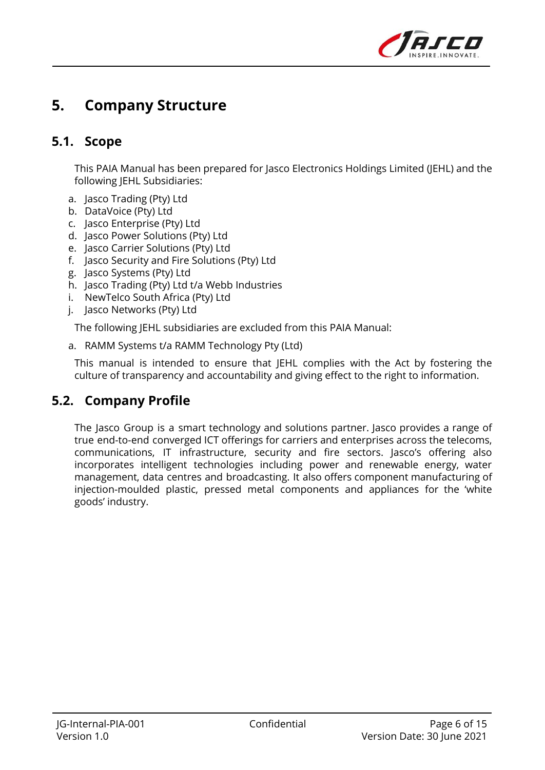# 5. Company Structure

## 5.1. Scope

This PAIA Manual has been prepared for Jasco Electronics Holdings Limited (JEHL) and the following JEHL Subsidiaries:

a. Jasco Trading (Pty) Ltd
b. DataVoice (Pty) Ltd
c. Jasco Enterprise (Pty) Ltd
d. Jasco Power Solutions (Pty) Ltd
e. Jasco Carrier Solutions (Pty) Ltd
f. Jasco Security and Fire Solutions (Pty) Ltd
g. Jasco Systems (Pty) Ltd
h. Jasco Trading (Pty) Ltd t/a Webb Industries
i. NewTelco South Africa (Pty) Ltd
j. Jasco Networks (Pty) Ltd

The following JEHL subsidiaries are excluded from this PAIA Manual:

a. RAMM Systems t/a RAMM Technology Pty (Ltd)

This manual is intended to ensure that JEHL complies with the Act by fostering the culture of transparency and accountability and giving effect to the right to information.

## 5.2. Company Profile

The Jasco Group is a smart technology and solutions partner. Jasco provides a range of true end-to-end converged ICT offerings for carriers and enterprises across the telecoms, communications, IT infrastructure, security and fire sectors. Jasco's offering also incorporates intelligent technologies including power and renewable energy, water management, data centres and broadcasting. It also offers component manufacturing of injection-moulded plastic, pressed metal components and appliances for the 'white goods' industry.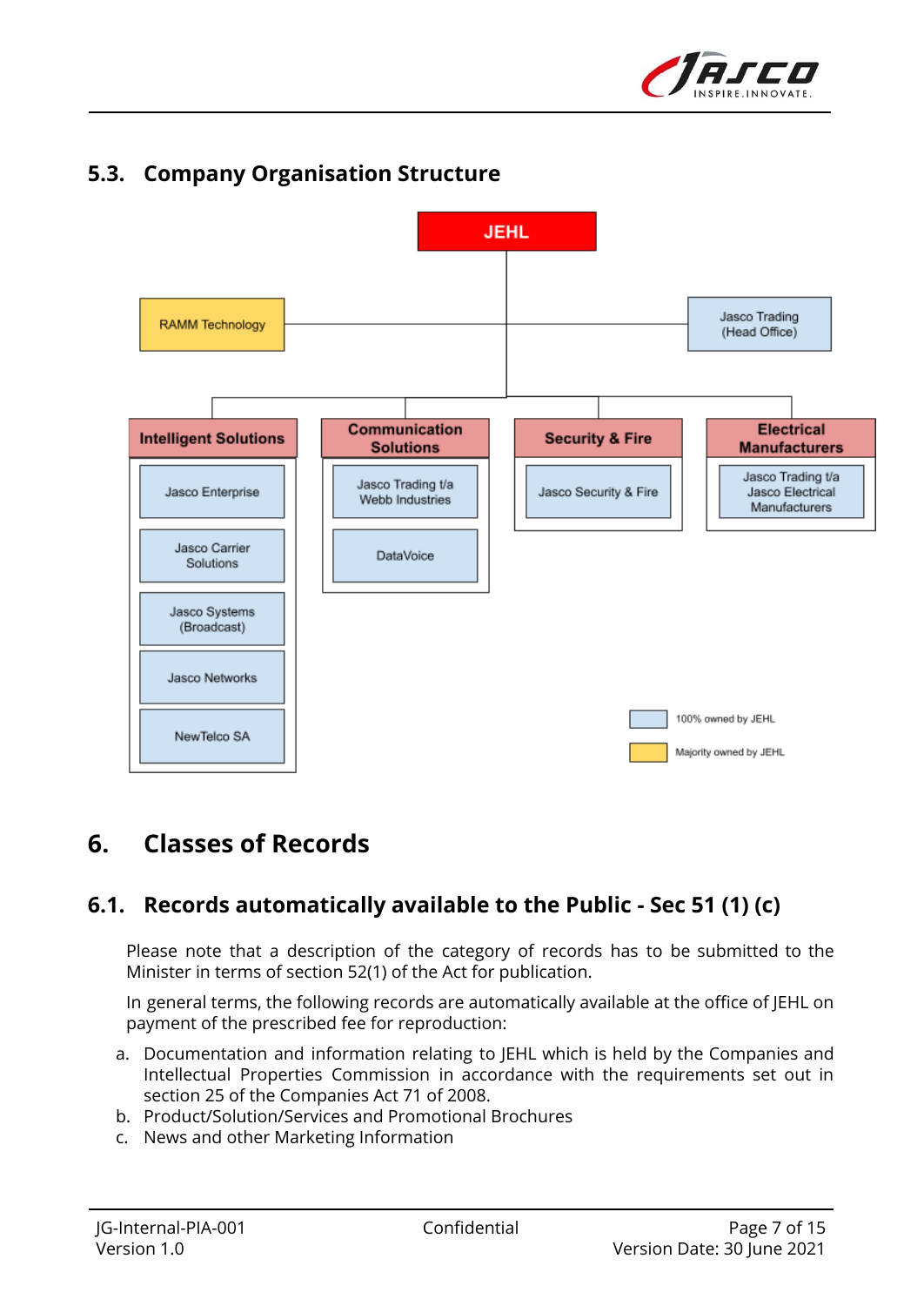## 5.3. Company Organisation Structure

JEHL

- RAMM Technology
- Jasco Trading (Head Office)

**Intelligent Solutions**
- Jasco Enterprise
- Jasco Carrier Solutions
- Jasco Systems (Broadcast)
- Jasco Networks
- NewTelco SA

**Communication Solutions**
- Jasco Trading t/a Webb Industries
- DataVoice

**Security & Fire**
- Jasco Security & Fire

**Electrical Manufacturers**
- Jasco Trading t/a Jasco Electrical Manufacturers

Legend:
- 100% owned by JEHL
- Majority owned by JEHL

# 6. Classes of Records

## 6.1. Records automatically available to the Public - Sec 51 (1) (c)

Please note that a description of the category of records has to be submitted to the Minister in terms of section 52(1) of the Act for publication.

In general terms, the following records are automatically available at the office of JEHL on payment of the prescribed fee for reproduction:

a. Documentation and information relating to JEHL which is held by the Companies and Intellectual Properties Commission in accordance with the requirements set out in section 25 of the Companies Act 71 of 2008.
b. Product/Solution/Services and Promotional Brochures
c. News and other Marketing Information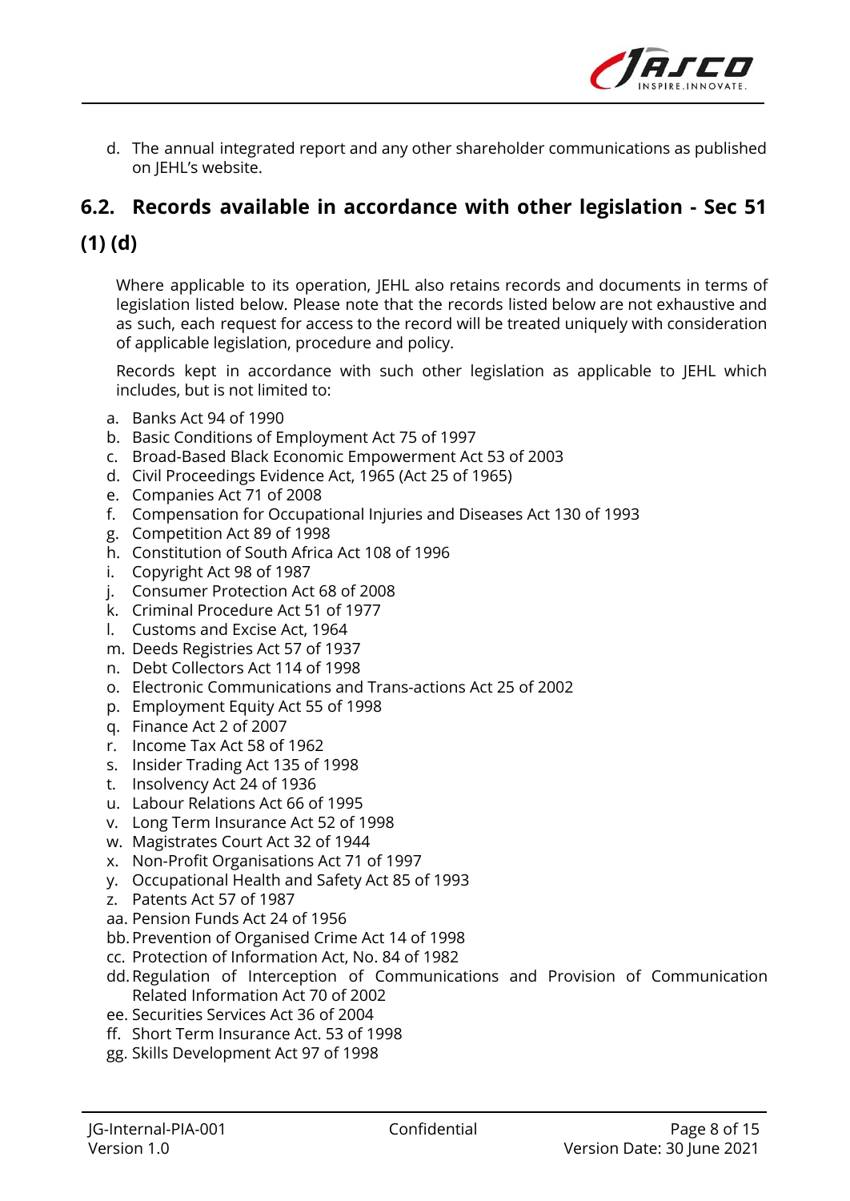d. The annual integrated report and any other shareholder communications as published on JEHL's website.

## 6.2. Records available in accordance with other legislation - Sec 51 (1) (d)

Where applicable to its operation, JEHL also retains records and documents in terms of legislation listed below. Please note that the records listed below are not exhaustive and as such, each request for access to the record will be treated uniquely with consideration of applicable legislation, procedure and policy.

Records kept in accordance with such other legislation as applicable to JEHL which includes, but is not limited to:

a. Banks Act 94 of 1990
b. Basic Conditions of Employment Act 75 of 1997
c. Broad-Based Black Economic Empowerment Act 53 of 2003
d. Civil Proceedings Evidence Act, 1965 (Act 25 of 1965)
e. Companies Act 71 of 2008
f. Compensation for Occupational Injuries and Diseases Act 130 of 1993
g. Competition Act 89 of 1998
h. Constitution of South Africa Act 108 of 1996
i. Copyright Act 98 of 1987
j. Consumer Protection Act 68 of 2008
k. Criminal Procedure Act 51 of 1977
l. Customs and Excise Act, 1964
m. Deeds Registries Act 57 of 1937
n. Debt Collectors Act 114 of 1998
o. Electronic Communications and Trans-actions Act 25 of 2002
p. Employment Equity Act 55 of 1998
q. Finance Act 2 of 2007
r. Income Tax Act 58 of 1962
s. Insider Trading Act 135 of 1998
t. Insolvency Act 24 of 1936
u. Labour Relations Act 66 of 1995
v. Long Term Insurance Act 52 of 1998
w. Magistrates Court Act 32 of 1944
x. Non-Profit Organisations Act 71 of 1997
y. Occupational Health and Safety Act 85 of 1993
z. Patents Act 57 of 1987
aa. Pension Funds Act 24 of 1956
bb. Prevention of Organised Crime Act 14 of 1998
cc. Protection of Information Act, No. 84 of 1982
dd. Regulation of Interception of Communications and Provision of Communication Related Information Act 70 of 2002
ee. Securities Services Act 36 of 2004
ff. Short Term Insurance Act. 53 of 1998
gg. Skills Development Act 97 of 1998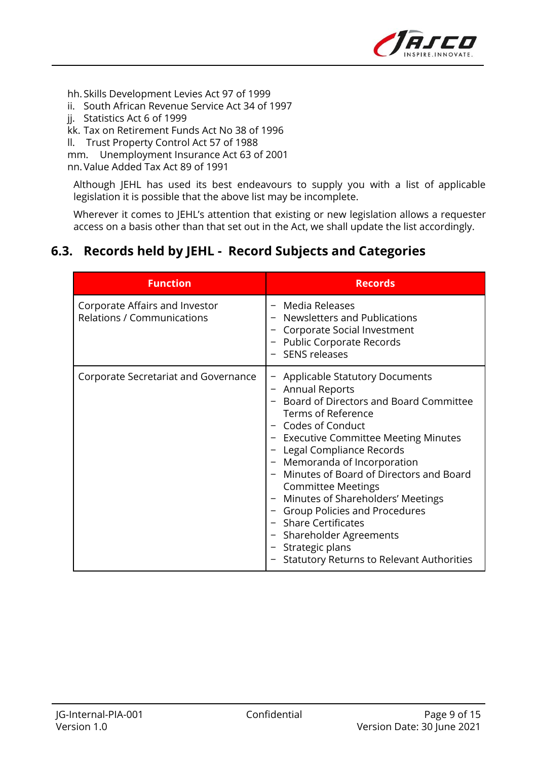hh. Skills Development Levies Act 97 of 1999
ii. South African Revenue Service Act 34 of 1997
jj. Statistics Act 6 of 1999
kk. Tax on Retirement Funds Act No 38 of 1996
ll. Trust Property Control Act 57 of 1988
mm. Unemployment Insurance Act 63 of 2001
nn. Value Added Tax Act 89 of 1991

Although JEHL has used its best endeavours to supply you with a list of applicable legislation it is possible that the above list may be incomplete.

Wherever it comes to JEHL's attention that existing or new legislation allows a requester access on a basis other than that set out in the Act, we shall update the list accordingly.

## 6.3. Records held by JEHL - Record Subjects and Categories

| Function | Records |
|---|---|
| Corporate Affairs and Investor Relations / Communications | − Media Releases<br>− Newsletters and Publications<br>− Corporate Social Investment<br>− Public Corporate Records<br>− SENS releases |
| Corporate Secretariat and Governance | − Applicable Statutory Documents<br>− Annual Reports<br>− Board of Directors and Board Committee Terms of Reference<br>− Codes of Conduct<br>− Executive Committee Meeting Minutes<br>− Legal Compliance Records<br>− Memoranda of Incorporation<br>− Minutes of Board of Directors and Board Committee Meetings<br>− Minutes of Shareholders' Meetings<br>− Group Policies and Procedures<br>− Share Certificates<br>− Shareholder Agreements<br>− Strategic plans<br>− Statutory Returns to Relevant Authorities |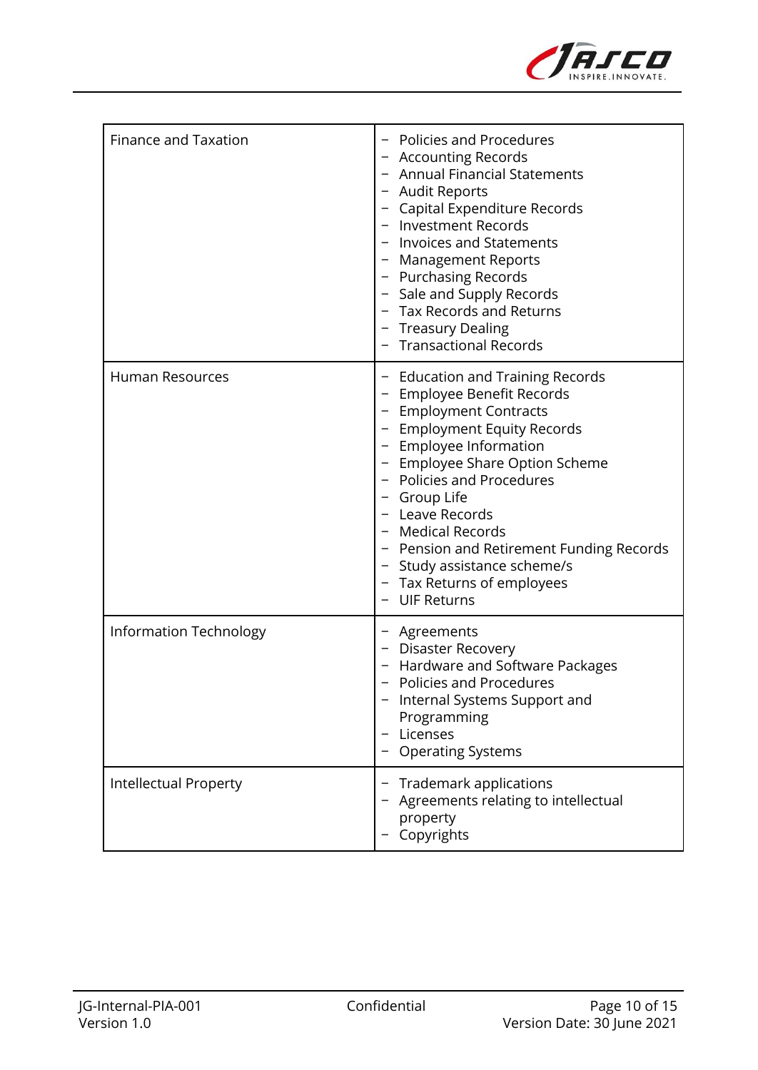| | |
|---|---|
| Finance and Taxation | − Policies and Procedures<br>− Accounting Records<br>− Annual Financial Statements<br>− Audit Reports<br>− Capital Expenditure Records<br>− Investment Records<br>− Invoices and Statements<br>− Management Reports<br>− Purchasing Records<br>− Sale and Supply Records<br>− Tax Records and Returns<br>− Treasury Dealing<br>− Transactional Records |
| Human Resources | − Education and Training Records<br>− Employee Benefit Records<br>− Employment Contracts<br>− Employment Equity Records<br>− Employee Information<br>− Employee Share Option Scheme<br>− Policies and Procedures<br>− Group Life<br>− Leave Records<br>− Medical Records<br>− Pension and Retirement Funding Records<br>− Study assistance scheme/s<br>− Tax Returns of employees<br>− UIF Returns |
| Information Technology | − Agreements<br>− Disaster Recovery<br>− Hardware and Software Packages<br>− Policies and Procedures<br>− Internal Systems Support and Programming<br>− Licenses<br>− Operating Systems |
| Intellectual Property | − Trademark applications<br>− Agreements relating to intellectual property<br>− Copyrights |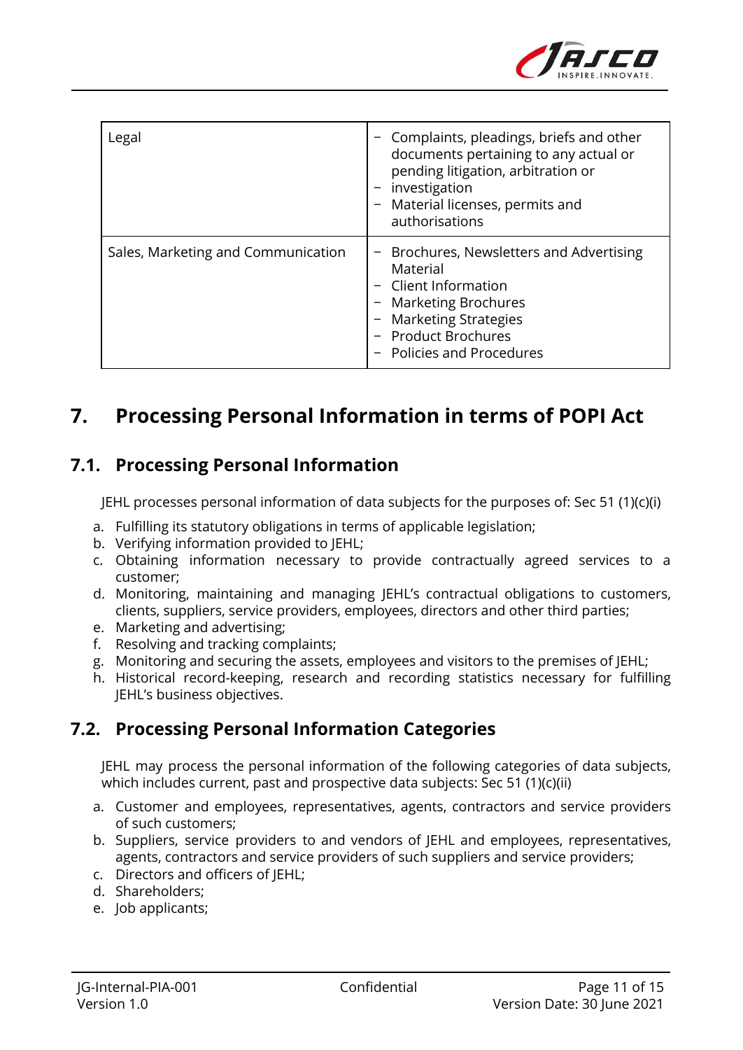| Legal | − Complaints, pleadings, briefs and other documents pertaining to any actual or pending litigation, arbitration or<br>− investigation<br>− Material licenses, permits and authorisations |
|---|---|
| Sales, Marketing and Communication | − Brochures, Newsletters and Advertising Material<br>− Client Information<br>− Marketing Brochures<br>− Marketing Strategies<br>− Product Brochures<br>− Policies and Procedures |

# 7. Processing Personal Information in terms of POPI Act

## 7.1. Processing Personal Information

JEHL processes personal information of data subjects for the purposes of: Sec 51 (1)(c)(i)

a. Fulfilling its statutory obligations in terms of applicable legislation;
b. Verifying information provided to JEHL;
c. Obtaining information necessary to provide contractually agreed services to a customer;
d. Monitoring, maintaining and managing JEHL's contractual obligations to customers, clients, suppliers, service providers, employees, directors and other third parties;
e. Marketing and advertising;
f. Resolving and tracking complaints;
g. Monitoring and securing the assets, employees and visitors to the premises of JEHL;
h. Historical record-keeping, research and recording statistics necessary for fulfilling JEHL's business objectives.

## 7.2. Processing Personal Information Categories

JEHL may process the personal information of the following categories of data subjects, which includes current, past and prospective data subjects: Sec 51 (1)(c)(ii)

a. Customer and employees, representatives, agents, contractors and service providers of such customers;
b. Suppliers, service providers to and vendors of JEHL and employees, representatives, agents, contractors and service providers of such suppliers and service providers;
c. Directors and officers of JEHL;
d. Shareholders;
e. Job applicants;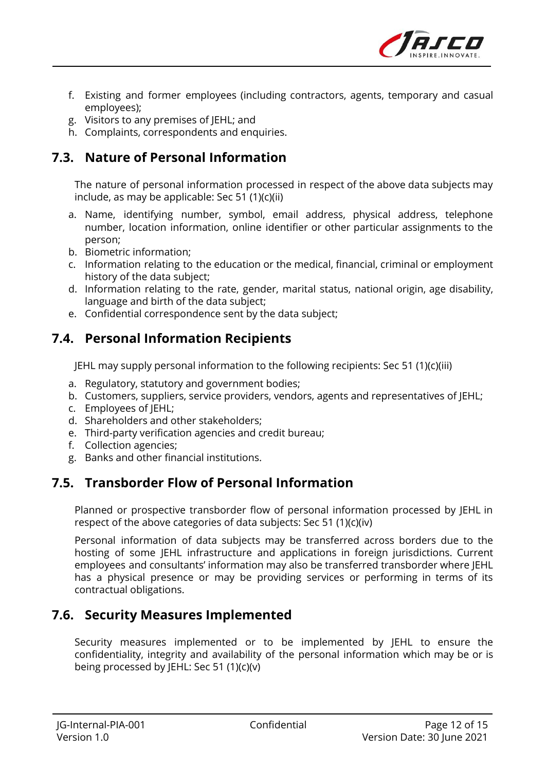f. Existing and former employees (including contractors, agents, temporary and casual employees);
g. Visitors to any premises of JEHL; and
h. Complaints, correspondents and enquiries.

## 7.3. Nature of Personal Information

The nature of personal information processed in respect of the above data subjects may include, as may be applicable: Sec 51 (1)(c)(ii)

a. Name, identifying number, symbol, email address, physical address, telephone number, location information, online identifier or other particular assignments to the person;
b. Biometric information;
c. Information relating to the education or the medical, financial, criminal or employment history of the data subject;
d. Information relating to the rate, gender, marital status, national origin, age disability, language and birth of the data subject;
e. Confidential correspondence sent by the data subject;

## 7.4. Personal Information Recipients

JEHL may supply personal information to the following recipients: Sec 51 (1)(c)(iii)

a. Regulatory, statutory and government bodies;
b. Customers, suppliers, service providers, vendors, agents and representatives of JEHL;
c. Employees of JEHL;
d. Shareholders and other stakeholders;
e. Third-party verification agencies and credit bureau;
f. Collection agencies;
g. Banks and other financial institutions.

## 7.5. Transborder Flow of Personal Information

Planned or prospective transborder flow of personal information processed by JEHL in respect of the above categories of data subjects: Sec 51 (1)(c)(iv)

Personal information of data subjects may be transferred across borders due to the hosting of some JEHL infrastructure and applications in foreign jurisdictions. Current employees and consultants' information may also be transferred transborder where JEHL has a physical presence or may be providing services or performing in terms of its contractual obligations.

## 7.6. Security Measures Implemented

Security measures implemented or to be implemented by JEHL to ensure the confidentiality, integrity and availability of the personal information which may be or is being processed by JEHL: Sec 51 (1)(c)(v)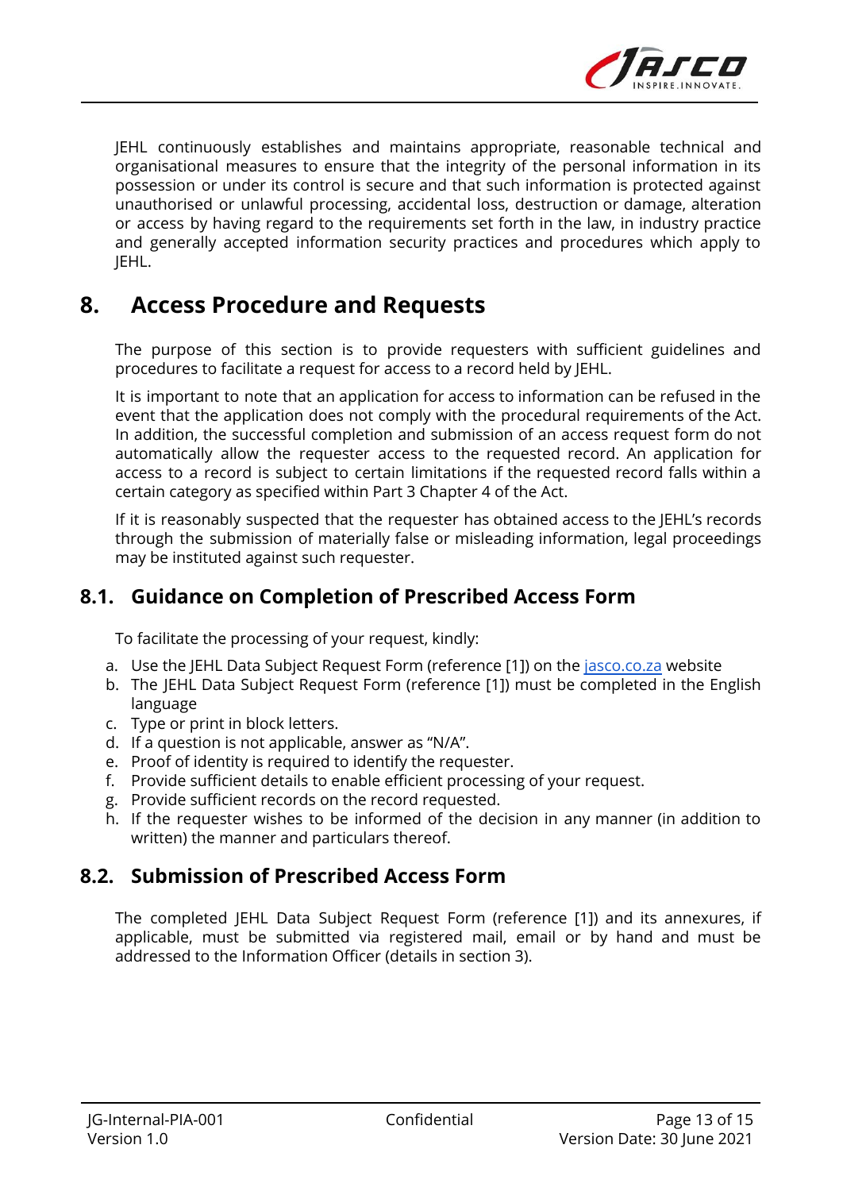JEHL continuously establishes and maintains appropriate, reasonable technical and organisational measures to ensure that the integrity of the personal information in its possession or under its control is secure and that such information is protected against unauthorised or unlawful processing, accidental loss, destruction or damage, alteration or access by having regard to the requirements set forth in the law, in industry practice and generally accepted information security practices and procedures which apply to JEHL.

# 8. Access Procedure and Requests

The purpose of this section is to provide requesters with sufficient guidelines and procedures to facilitate a request for access to a record held by JEHL.

It is important to note that an application for access to information can be refused in the event that the application does not comply with the procedural requirements of the Act. In addition, the successful completion and submission of an access request form do not automatically allow the requester access to the requested record. An application for access to a record is subject to certain limitations if the requested record falls within a certain category as specified within Part 3 Chapter 4 of the Act.

If it is reasonably suspected that the requester has obtained access to the JEHL's records through the submission of materially false or misleading information, legal proceedings may be instituted against such requester.

## 8.1. Guidance on Completion of Prescribed Access Form

To facilitate the processing of your request, kindly:

a. Use the JEHL Data Subject Request Form (reference [1]) on the jasco.co.za website
b. The JEHL Data Subject Request Form (reference [1]) must be completed in the English language
c. Type or print in block letters.
d. If a question is not applicable, answer as "N/A".
e. Proof of identity is required to identify the requester.
f. Provide sufficient details to enable efficient processing of your request.
g. Provide sufficient records on the record requested.
h. If the requester wishes to be informed of the decision in any manner (in addition to written) the manner and particulars thereof.

## 8.2. Submission of Prescribed Access Form

The completed JEHL Data Subject Request Form (reference [1]) and its annexures, if applicable, must be submitted via registered mail, email or by hand and must be addressed to the Information Officer (details in section 3).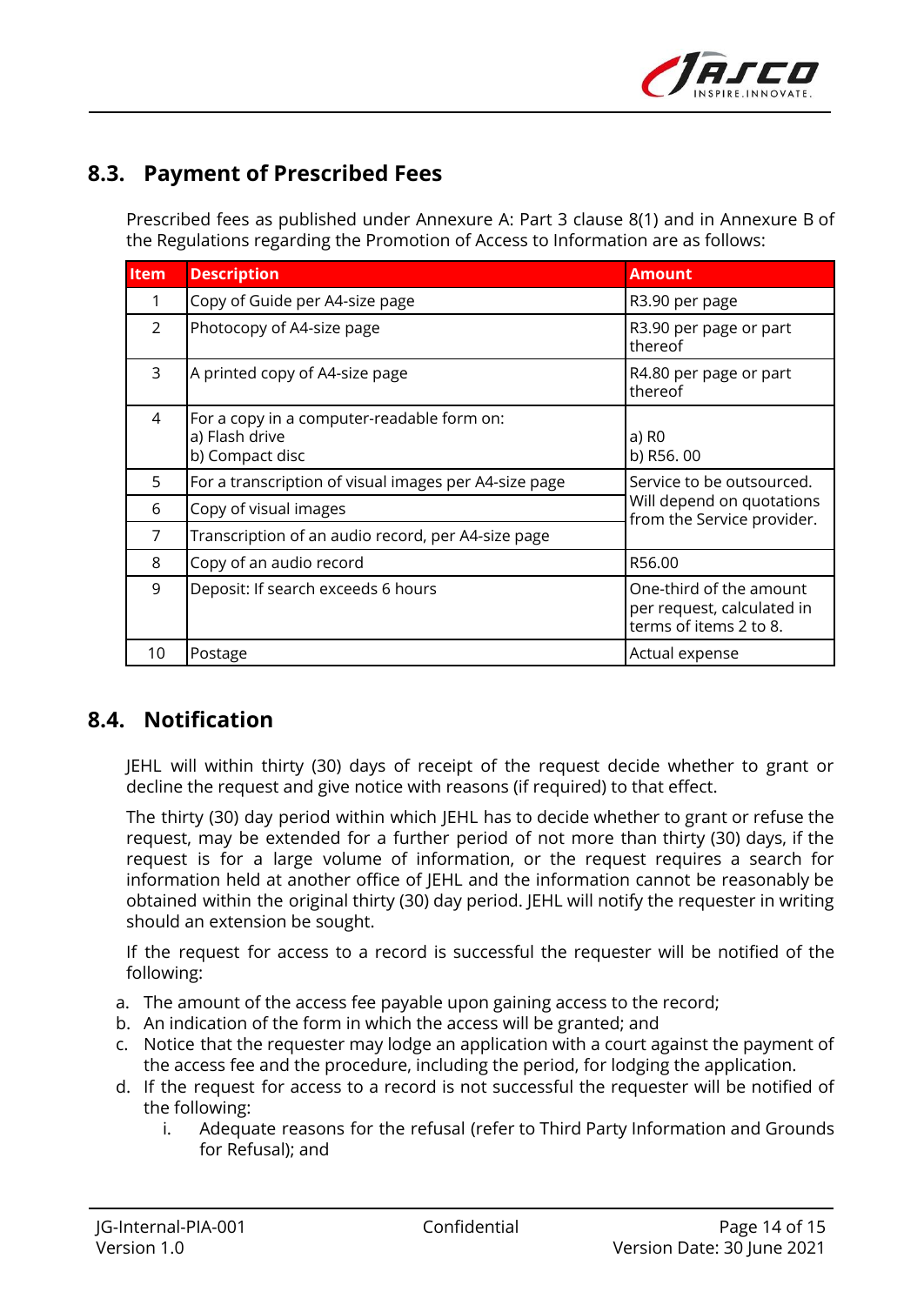## 8.3. Payment of Prescribed Fees

Prescribed fees as published under Annexure A: Part 3 clause 8(1) and in Annexure B of the Regulations regarding the Promotion of Access to Information are as follows:

| Item | Description | Amount |
|---|---|---|
| 1 | Copy of Guide per A4-size page | R3.90 per page |
| 2 | Photocopy of A4-size page | R3.90 per page or part thereof |
| 3 | A printed copy of A4-size page | R4.80 per page or part thereof |
| 4 | For a copy in a computer-readable form on:<br>a) Flash drive<br>b) Compact disc | a) R0<br>b) R56. 00 |
| 5 | For a transcription of visual images per A4-size page | Service to be outsourced. Will depend on quotations from the Service provider. |
| 6 | Copy of visual images | |
| 7 | Transcription of an audio record, per A4-size page | |
| 8 | Copy of an audio record | R56.00 |
| 9 | Deposit: If search exceeds 6 hours | One-third of the amount per request, calculated in terms of items 2 to 8. |
| 10 | Postage | Actual expense |

## 8.4. Notification

JEHL will within thirty (30) days of receipt of the request decide whether to grant or decline the request and give notice with reasons (if required) to that effect.

The thirty (30) day period within which JEHL has to decide whether to grant or refuse the request, may be extended for a further period of not more than thirty (30) days, if the request is for a large volume of information, or the request requires a search for information held at another office of JEHL and the information cannot be reasonably be obtained within the original thirty (30) day period. JEHL will notify the requester in writing should an extension be sought.

If the request for access to a record is successful the requester will be notified of the following:

a. The amount of the access fee payable upon gaining access to the record;
b. An indication of the form in which the access will be granted; and
c. Notice that the requester may lodge an application with a court against the payment of the access fee and the procedure, including the period, for lodging the application.
d. If the request for access to a record is not successful the requester will be notified of the following:
    i. Adequate reasons for the refusal (refer to Third Party Information and Grounds for Refusal); and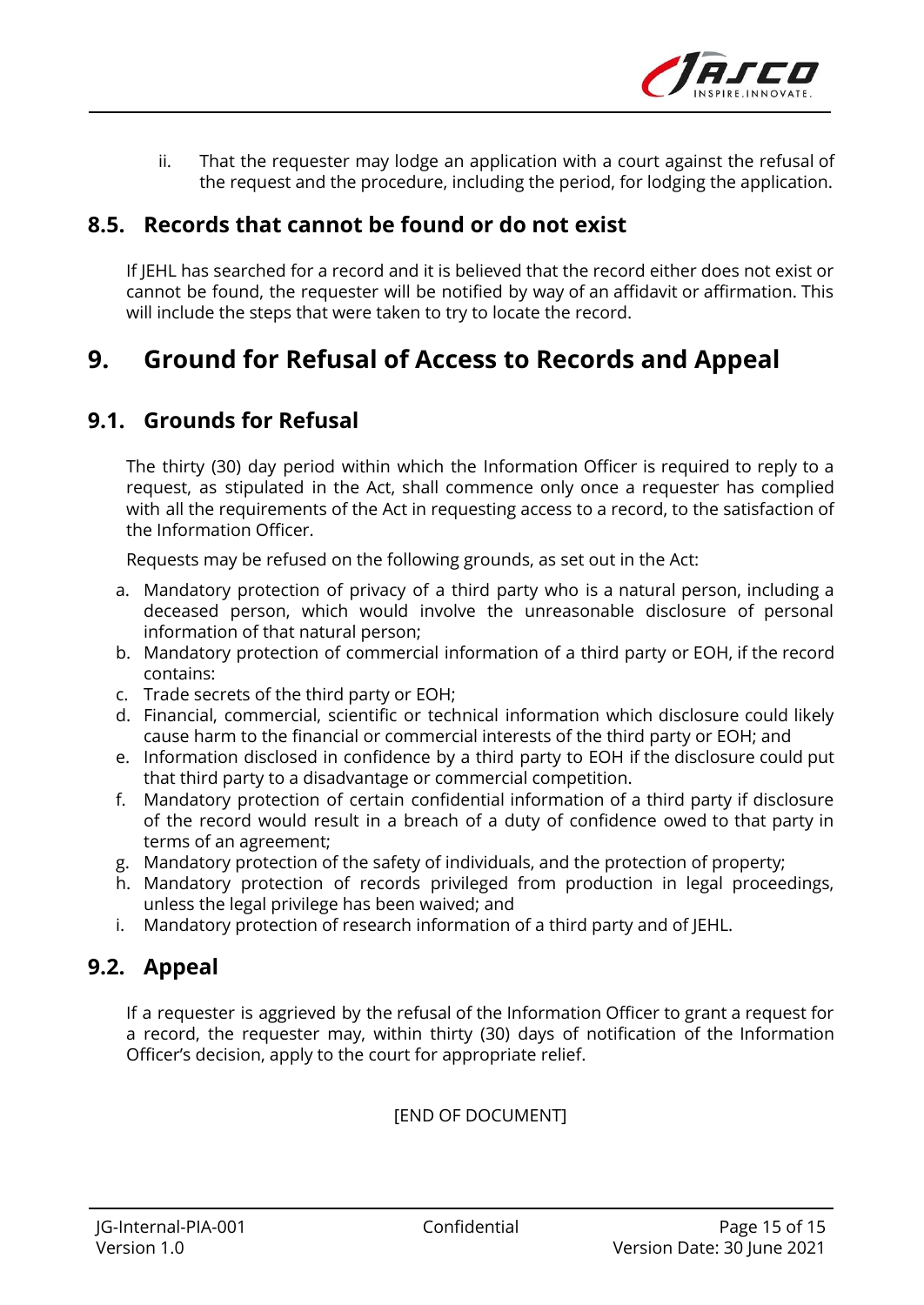ii. That the requester may lodge an application with a court against the refusal of the request and the procedure, including the period, for lodging the application.

## 8.5. Records that cannot be found or do not exist

If JEHL has searched for a record and it is believed that the record either does not exist or cannot be found, the requester will be notified by way of an affidavit or affirmation. This will include the steps that were taken to try to locate the record.

# 9. Ground for Refusal of Access to Records and Appeal

## 9.1. Grounds for Refusal

The thirty (30) day period within which the Information Officer is required to reply to a request, as stipulated in the Act, shall commence only once a requester has complied with all the requirements of the Act in requesting access to a record, to the satisfaction of the Information Officer.

Requests may be refused on the following grounds, as set out in the Act:

a. Mandatory protection of privacy of a third party who is a natural person, including a deceased person, which would involve the unreasonable disclosure of personal information of that natural person;
b. Mandatory protection of commercial information of a third party or EOH, if the record contains:
c. Trade secrets of the third party or EOH;
d. Financial, commercial, scientific or technical information which disclosure could likely cause harm to the financial or commercial interests of the third party or EOH; and
e. Information disclosed in confidence by a third party to EOH if the disclosure could put that third party to a disadvantage or commercial competition.
f. Mandatory protection of certain confidential information of a third party if disclosure of the record would result in a breach of a duty of confidence owed to that party in terms of an agreement;
g. Mandatory protection of the safety of individuals, and the protection of property;
h. Mandatory protection of records privileged from production in legal proceedings, unless the legal privilege has been waived; and
i. Mandatory protection of research information of a third party and of JEHL.

## 9.2. Appeal

If a requester is aggrieved by the refusal of the Information Officer to grant a request for a record, the requester may, within thirty (30) days of notification of the Information Officer's decision, apply to the court for appropriate relief.

[END OF DOCUMENT]